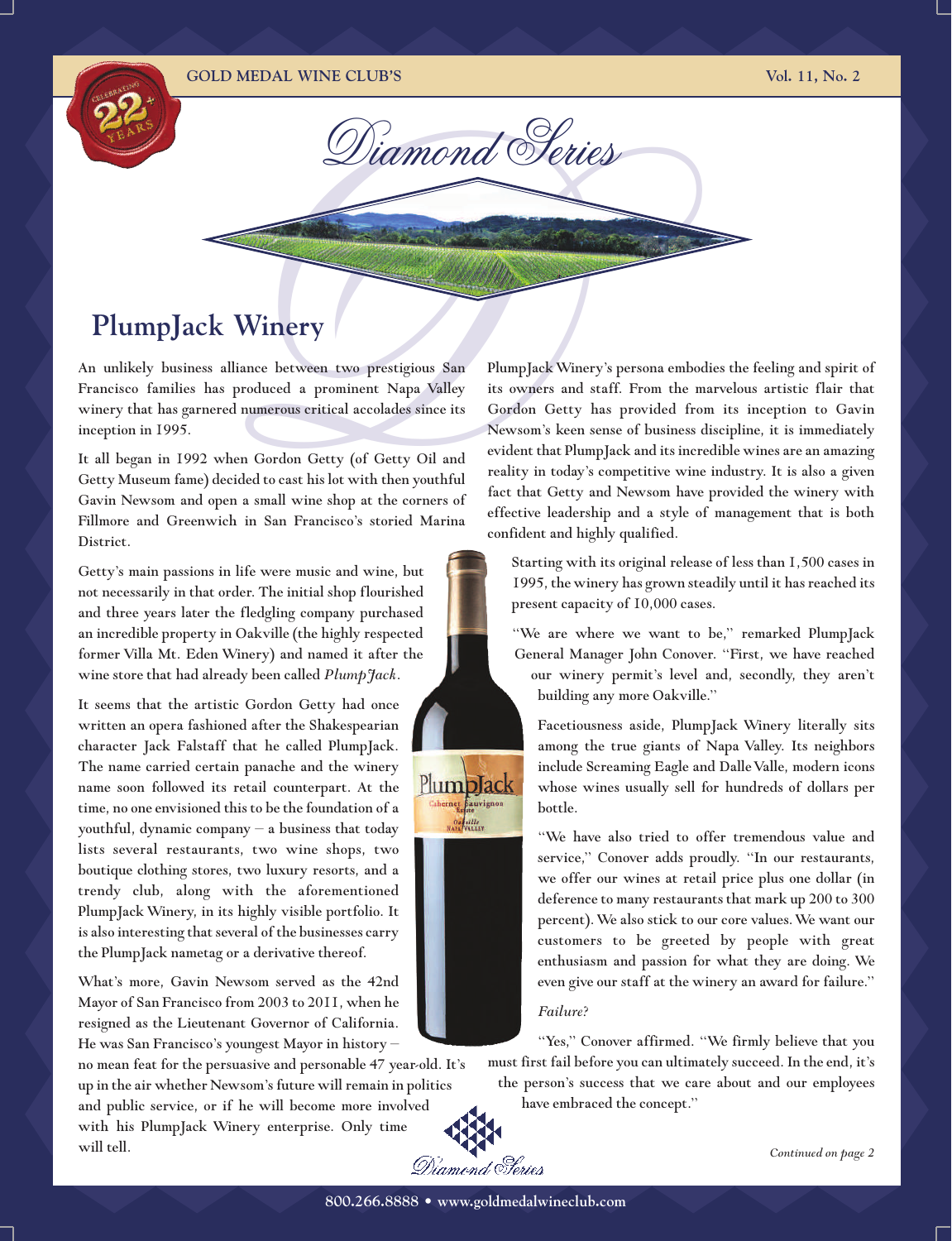GOLD MEDAL WINE CLUB'S

# Diamond Series

## PlumpJack Winery

An unlikely business alliance between two prestigious San Francisco families has produced a prominent Napa Valley winery that has garnered numerous critical accolades since its inception in 1995.

It all began in 1992 when Gordon Getty (of Getty Oil and Getty Museum fame) decided to cast his lot with then youthful Gavin Newsom and open a small wine shop at the corners of Fillmore and Greenwich in San Francisco's storied Marina District.

Getty's main passions in life were music and wine, but not necessarily in that order. The initial shop flourished and three years later the fledgling company purchased an incredible property in Oakville (the highly respected former Villa Mt. Eden Winery) and named it after the wine store that had already been called *PlumpJack*.

It seems that the artistic Gordon Getty had once written an opera fashioned after the Shakespearian character Jack Falstaff that he called PlumpJack. The name carried certain panache and the winery name soon followed its retail counterpart. At the time, no one envisioned this to be the foundation of a youthful, dynamic company – a business that today lists several restaurants, two wine shops, two boutique clothing stores, two luxury resorts, and a trendy club, along with the aforementioned PlumpJack Winery, in its highly visible portfolio. It is also interesting that several of the businesses carry the PlumpJack nametag or a derivative thereof.

What's more, Gavin Newsom served as the 42nd Mayor of San Francisco from 2003 to 2011, when he resigned as the Lieutenant Governor of California. He was San Francisco's youngest Mayor in history – no mean feat for the persuasive and personable 47 year-old. It's up in the air whether Newsom's future will remain in politics and public service, or if he will become more involved with his PlumpJack Winery enterprise. Only time will tell.

PlumpJack Winery's persona embodies the feeling and spirit of its owners and staff. From the marvelous artistic flair that Gordon Getty has provided from its inception to Gavin Newsom's keen sense of business discipline, it is immediately evident that PlumpJack and its incredible wines are an amazing reality in today's competitive wine industry. It is also a given fact that Getty and Newsom have provided the winery with effective leadership and a style of management that is both confident and highly qualified.

Starting with its original release of less than 1,500 cases in 1995, the winery has grown steadily until it has reached its present capacity of 10,000 cases.

"We are where we want to be," remarked PlumpJack General Manager John Conover. "First, we have reached our winery permit's level and, secondly, they aren't building any more Oakville."

Facetiousness aside, PlumpJack Winery literally sits among the true giants of Napa Valley. Its neighbors include Screaming Eagle and Dalle Valle, modern icons whose wines usually sell for hundreds of dollars per bottle.

"We have also tried to offer tremendous value and service," Conover adds proudly. "In our restaurants, we offer our wines at retail price plus one dollar (in deference to many restaurants that mark up 200 to 300 percent). We also stick to our core values. We want our customers to be greeted by people with great enthusiasm and passion for what they are doing. We even give our staff at the winery an award for failure."

*Failure?*

"Yes," Conover affirmed. "We firmly believe that you must first fail before you can ultimately succeed. In the end, it's the person's success that we care about and our employees have embraced the concept."

*Continued on page 2*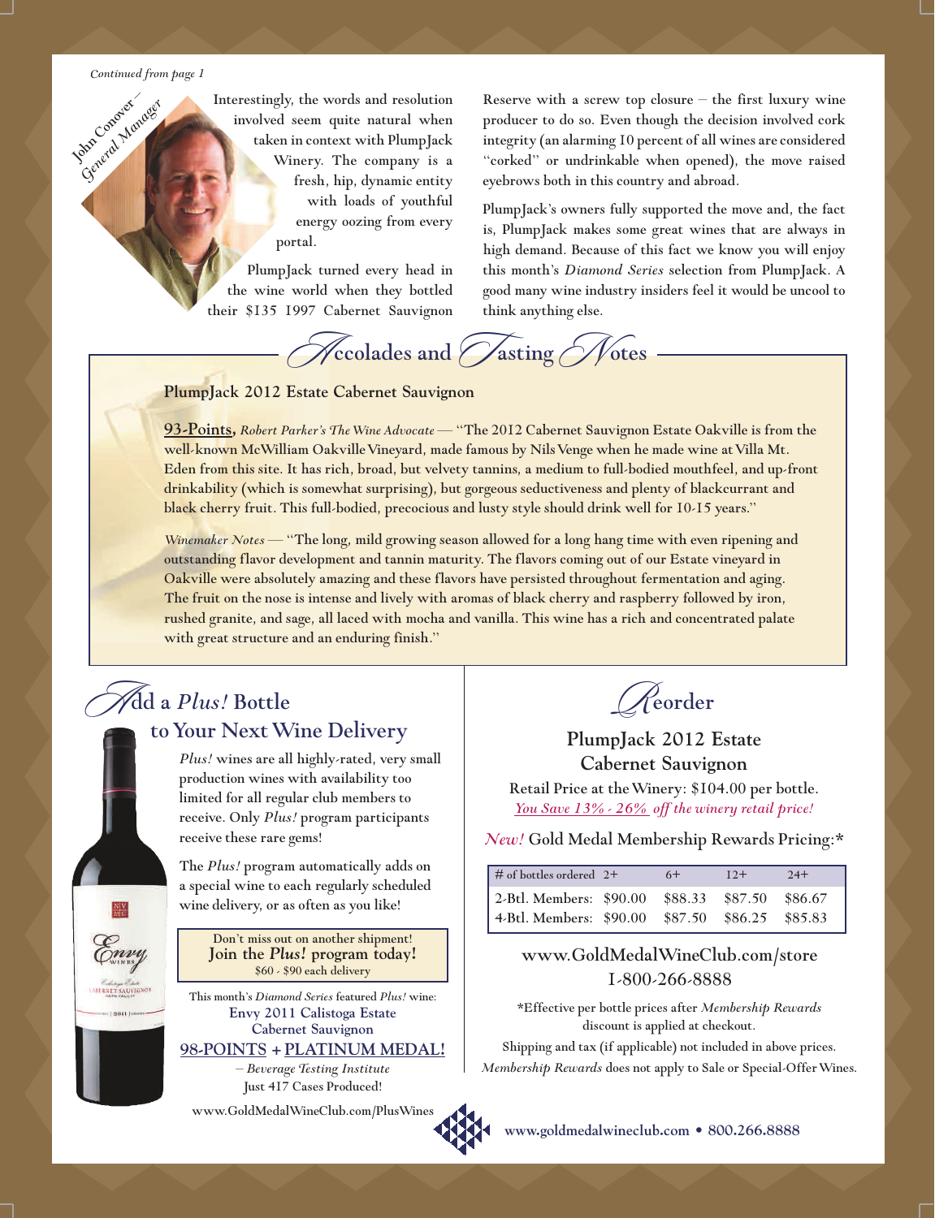*Continued from page 1*

John Conover – General Manager

Interestingly, the words and resolution involved seem quite natural when taken in context with PlumpJack Winery. The company is a fresh, hip, dynamic entity with loads of youthful energy oozing from every portal.

PlumpJack turned every head in the wine world when they bottled their $135 1997 Cabernet Sauvignon Reserve with a screw top closure – the first luxury wine producer to do so. Even though the decision involved cork integrity (an alarming 10 percent of all wines are considered "corked" or undrinkable when opened), the move raised eyebrows both in this country and abroad.

PlumpJack's owners fully supported the move and, the fact is, PlumpJack makes some great wines that are always in high demand. Because of this fact we know you will enjoy this month's *Diamond Series* selection from PlumpJack. A good many wine industry insiders feel it would be uncool to think anything else.

## Accolades and Tasting Notes

**PlumpJack 2012 Estate Cabernet Sauvignon**

**93-Points,** *Robert Parker's The Wine Advocate* — "The 2012 Cabernet Sauvignon Estate Oakville is from the well-known McWilliam Oakville Vineyard, made famous by Nils Venge when he made wine at Villa Mt. Eden from this site. It has rich, broad, but velvety tannins, a medium to full-bodied mouthfeel, and up-front drinkability (which is somewhat surprising), but gorgeous seductiveness and plenty of blackcurrant and black cherry fruit. This full-bodied, precocious and lusty style should drink well for 10-15 years."

*Winemaker Notes* — "The long, mild growing season allowed for a long hang time with even ripening and outstanding flavor development and tannin maturity. The flavors coming out of our Estate vineyard in Oakville were absolutely amazing and these flavors have persisted throughout fermentation and aging. The fruit on the nose is intense and lively with aromas of black cherry and raspberry followed by iron, rushed granite, and sage, all laced with mocha and vanilla. This wine has a rich and concentrated palate with great structure and an enduring finish."

## Add a *Plus!* Bottle to Your Next Wine Delivery

*Plus!* wines are all highly-rated, very small production wines with availability too limited for all regular club members to receive. Only *Plus!* program participants receive these rare gems!

The *Plus!* program automatically adds on a special wine to each regularly scheduled wine delivery, or as often as you like!

Don't miss out on another shipment!
**Join the *Plus!* program today!**
$60 - $90 each delivery

This month's *Diamond Series* featured *Plus!* wine:
**Envy 2011 Calistoga Estate Cabernet Sauvignon**
**98-POINTS + PLATINUM MEDAL!**
– *Beverage Testing Institute*
Just 417 Cases Produced!

www.GoldMedalWineClub.com/PlusWines

## Reorder

**PlumpJack 2012 Estate Cabernet Sauvignon**

Retail Price at the Winery: $104.00 per bottle.
*You Save 13% - 26% off the winery retail price!*

*New!* Gold Medal Membership Rewards Pricing:*

| # of bottles ordered | 2+ | 6+ | 12+ | 24+ |
|---|---|---|---|---|
| 2-Btl. Members: | $90.00 | $88.33 | $87.50 | $86.67 |
| 4-Btl. Members: | $90.00 | $87.50 | $86.25 | $85.83 |

www.GoldMedalWineClub.com/store
1-800-266-8888

*Effective per bottle prices after *Membership Rewards* discount is applied at checkout.

Shipping and tax (if applicable) not included in above prices.
*Membership Rewards* does not apply to Sale or Special-Offer Wines.

www.goldmedalwineclub.com • 800.266.8888